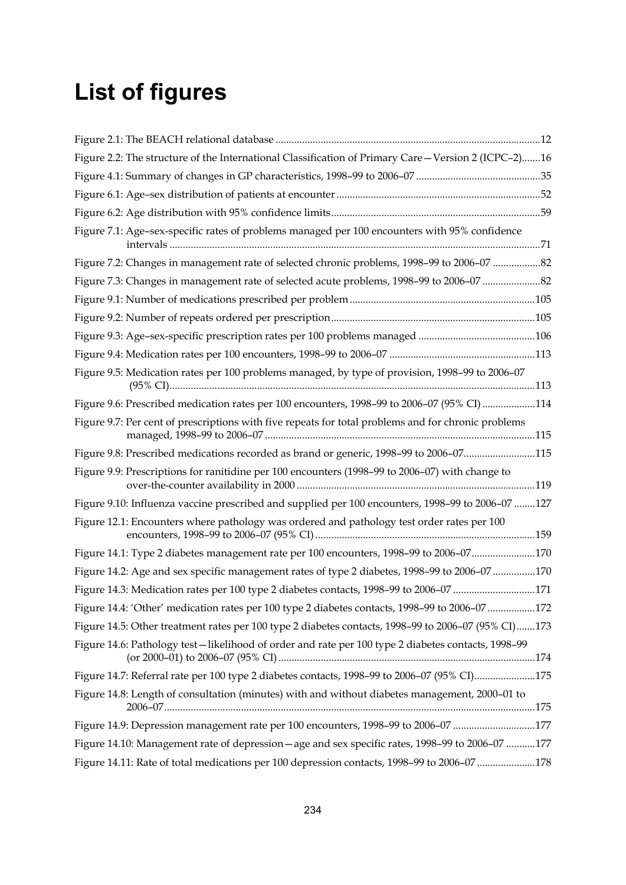# List of figures

Figure 2.1: The BEACH relational database .......................................................................................................12

Figure 2.2: The structure of the International Classification of Primary Care—Version 2 (ICPC–2).......16

Figure 4.1: Summary of changes in GP characteristics, 1998–99 to 2006–07 ...............................................35

Figure 6.1: Age–sex distribution of patients at encounter ............................................................................52

Figure 6.2: Age distribution with 95% confidence limits ..............................................................................59

Figure 7.1: Age–sex-specific rates of problems managed per 100 encounters with 95% confidence intervals ...........................................................................................................................................71

Figure 7.2: Changes in management rate of selected chronic problems, 1998–99 to 2006–07 ..................82

Figure 7.3: Changes in management rate of selected acute problems, 1998–99 to 2006–07 ......................82

Figure 9.1: Number of medications prescribed per problem .....................................................................105

Figure 9.2: Number of repeats ordered per prescription ............................................................................105

Figure 9.3: Age–sex-specific prescription rates per 100 problems managed ............................................106

Figure 9.4: Medication rates per 100 encounters, 1998–99 to 2006–07 .......................................................113

Figure 9.5: Medication rates per 100 problems managed, by type of provision, 1998–99 to 2006–07 (95% CI)..........................................................................................................................................113

Figure 9.6: Prescribed medication rates per 100 encounters, 1998–99 to 2006–07 (95% CI) ....................114

Figure 9.7: Per cent of prescriptions with five repeats for total problems and for chronic problems managed, 1998–99 to 2006–07 ......................................................................................................115

Figure 9.8: Prescribed medications recorded as brand or generic, 1998–99 to 2006–07...........................115

Figure 9.9: Prescriptions for ranitidine per 100 encounters (1998–99 to 2006–07) with change to over-the-counter availability in 2000 ..........................................................................................119

Figure 9.10: Influenza vaccine prescribed and supplied per 100 encounters, 1998–99 to 2006–07 ........127

Figure 12.1: Encounters where pathology was ordered and pathology test order rates per 100 encounters, 1998–99 to 2006–07 (95% CI) ...................................................................................159

Figure 14.1: Type 2 diabetes management rate per 100 encounters, 1998–99 to 2006–07........................170

Figure 14.2: Age and sex specific management rates of type 2 diabetes, 1998–99 to 2006–07 ................170

Figure 14.3: Medication rates per 100 type 2 diabetes contacts, 1998–99 to 2006–07 ...............................171

Figure 14.4: 'Other' medication rates per 100 type 2 diabetes contacts, 1998–99 to 2006–07 ..................172

Figure 14.5: Other treatment rates per 100 type 2 diabetes contacts, 1998–99 to 2006–07 (95% CI).......173

Figure 14.6: Pathology test—likelihood of order and rate per 100 type 2 diabetes contacts, 1998–99 (or 2000–01) to 2006–07 (95% CI) .................................................................................................174

Figure 14.7: Referral rate per 100 type 2 diabetes contacts, 1998–99 to 2006–07 (95% CI).......................175

Figure 14.8: Length of consultation (minutes) with and without diabetes management, 2000–01 to 2006–07...........................................................................................................................................175

Figure 14.9: Depression management rate per 100 encounters, 1998–99 to 2006–07 ...............................177

Figure 14.10: Management rate of depression—age and sex specific rates, 1998–99 to 2006–07 ...........177

Figure 14.11: Rate of total medications per 100 depression contacts, 1998–99 to 2006–07 ......................178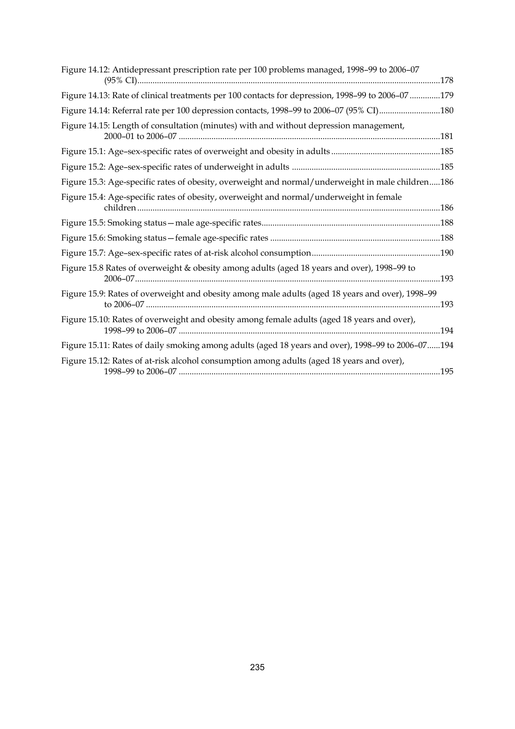Figure 14.12: Antidepressant prescription rate per 100 problems managed, 1998–99 to 2006–07 (95% CI)....178

Figure 14.13: Rate of clinical treatments per 100 contacts for depression, 1998–99 to 2006–07....179

Figure 14.14: Referral rate per 100 depression contacts, 1998–99 to 2006–07 (95% CI)....180

Figure 14.15: Length of consultation (minutes) with and without depression management, 2000–01 to 2006–07....181

Figure 15.1: Age–sex-specific rates of overweight and obesity in adults....185

Figure 15.2: Age–sex-specific rates of underweight in adults....185

Figure 15.3: Age-specific rates of obesity, overweight and normal/underweight in male children....186

Figure 15.4: Age-specific rates of obesity, overweight and normal/underweight in female children....186

Figure 15.5: Smoking status—male age-specific rates....188

Figure 15.6: Smoking status—female age-specific rates....188

Figure 15.7: Age–sex-specific rates of at-risk alcohol consumption....190

Figure 15.8 Rates of overweight & obesity among adults (aged 18 years and over), 1998–99 to 2006–07....193

Figure 15.9: Rates of overweight and obesity among male adults (aged 18 years and over), 1998–99 to 2006–07....193

Figure 15.10: Rates of overweight and obesity among female adults (aged 18 years and over), 1998–99 to 2006–07....194

Figure 15.11: Rates of daily smoking among adults (aged 18 years and over), 1998–99 to 2006–07....194

Figure 15.12: Rates of at-risk alcohol consumption among adults (aged 18 years and over), 1998–99 to 2006–07....195